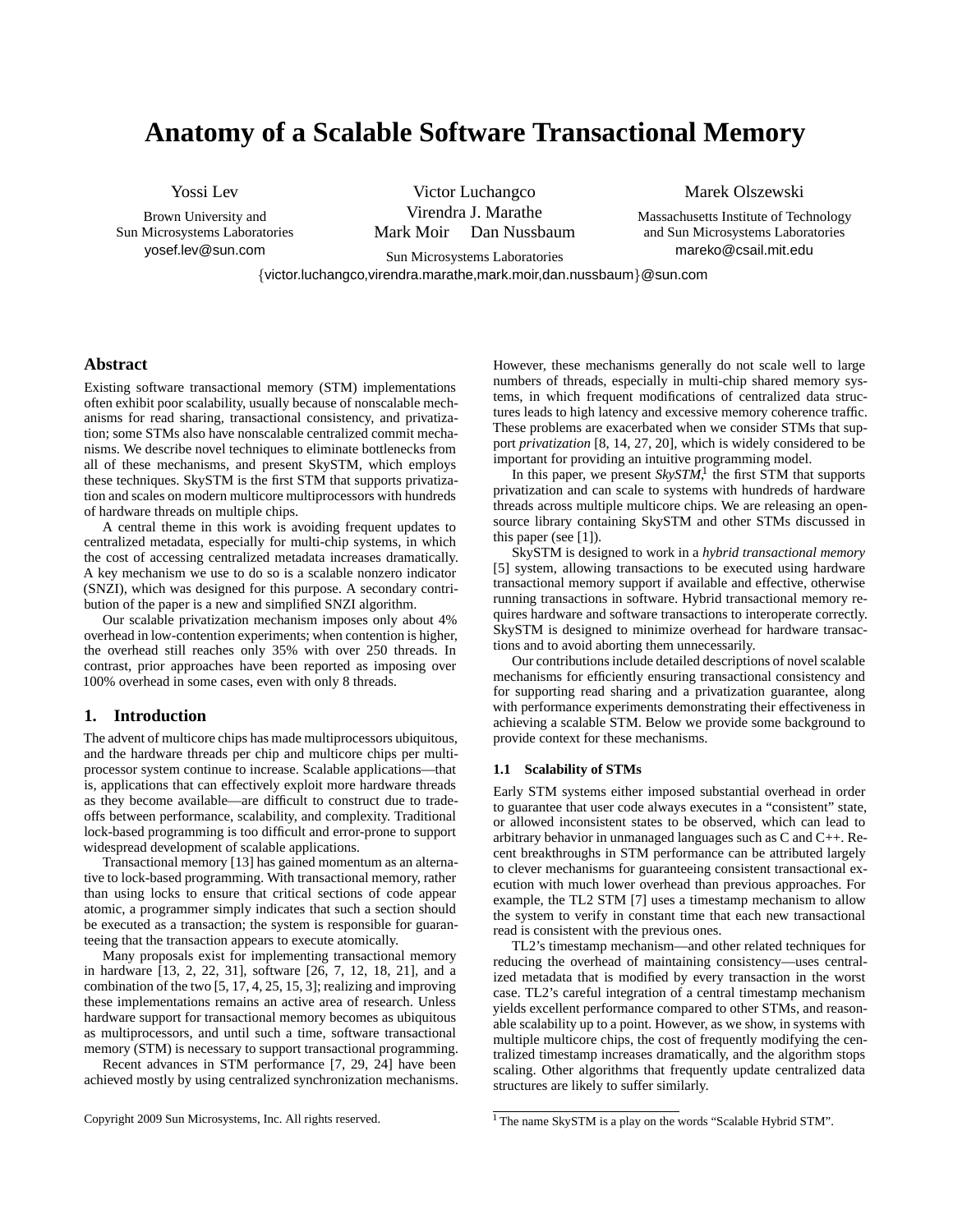# Anatomy of a Scalable Software Transactional Memory

Yossi Lev
Brown University and
Sun Microsystems Laboratories
yosef.lev@sun.com

Victor Luchangco
Virendra J. Marathe
Mark Moir Dan Nussbaum
Sun Microsystems Laboratories

Marek Olszewski
Massachusetts Institute of Technology
and Sun Microsystems Laboratories
mareko@csail.mit.edu

{victor.luchangco,virendra.marathe,mark.moir,dan.nussbaum}@sun.com

## Abstract

Existing software transactional memory (STM) implementations often exhibit poor scalability, usually because of nonscalable mechanisms for read sharing, transactional consistency, and privatization; some STMs also have nonscalable centralized commit mechanisms. We describe novel techniques to eliminate bottlenecks from all of these mechanisms, and present SkySTM, which employs these techniques. SkySTM is the first STM that supports privatization and scales on modern multicore multiprocessors with hundreds of hardware threads on multiple chips.

A central theme in this work is avoiding frequent updates to centralized metadata, especially for multi-chip systems, in which the cost of accessing centralized metadata increases dramatically. A key mechanism we use to do so is a scalable nonzero indicator (SNZI), which was designed for this purpose. A secondary contribution of the paper is a new and simplified SNZI algorithm.

Our scalable privatization mechanism imposes only about 4% overhead in low-contention experiments; when contention is higher, the overhead still reaches only 35% with over 250 threads. In contrast, prior approaches have been reported as imposing over 100% overhead in some cases, even with only 8 threads.

## 1. Introduction

The advent of multicore chips has made multiprocessors ubiquitous, and the hardware threads per chip and multicore chips per multiprocessor system continue to increase. Scalable applications—that is, applications that can effectively exploit more hardware threads as they become available—are difficult to construct due to tradeoffs between performance, scalability, and complexity. Traditional lock-based programming is too difficult and error-prone to support widespread development of scalable applications.

Transactional memory [13] has gained momentum as an alternative to lock-based programming. With transactional memory, rather than using locks to ensure that critical sections of code appear atomic, a programmer simply indicates that such a section should be executed as a transaction; the system is responsible for guaranteeing that the transaction appears to execute atomically.

Many proposals exist for implementing transactional memory in hardware [13, 2, 22, 31], software [26, 7, 12, 18, 21], and a combination of the two [5, 17, 4, 25, 15, 3]; realizing and improving these implementations remains an active area of research. Unless hardware support for transactional memory becomes as ubiquitous as multiprocessors, and until such a time, software transactional memory (STM) is necessary to support transactional programming.

Recent advances in STM performance [7, 29, 24] have been achieved mostly by using centralized synchronization mechanisms. However, these mechanisms generally do not scale well to large numbers of threads, especially in multi-chip shared memory systems, in which frequent modifications of centralized data structures leads to high latency and excessive memory coherence traffic. These problems are exacerbated when we consider STMs that support *privatization* [8, 14, 27, 20], which is widely considered to be important for providing an intuitive programming model.

In this paper, we present *SkySTM*,[1] the first STM that supports privatization and can scale to systems with hundreds of hardware threads across multiple multicore chips. We are releasing an open-source library containing SkySTM and other STMs discussed in this paper (see [1]).

SkySTM is designed to work in a *hybrid transactional memory* [5] system, allowing transactions to be executed using hardware transactional memory support if available and effective, otherwise running transactions in software. Hybrid transactional memory requires hardware and software transactions to interoperate correctly. SkySTM is designed to minimize overhead for hardware transactions and to avoid aborting them unnecessarily.

Our contributions include detailed descriptions of novel scalable mechanisms for efficiently ensuring transactional consistency and for supporting read sharing and a privatization guarantee, along with performance experiments demonstrating their effectiveness in achieving a scalable STM. Below we provide some background to provide context for these mechanisms.

### 1.1 Scalability of STMs

Early STM systems either imposed substantial overhead in order to guarantee that user code always executes in a "consistent" state, or allowed inconsistent states to be observed, which can lead to arbitrary behavior in unmanaged languages such as C and C++. Recent breakthroughs in STM performance can be attributed largely to clever mechanisms for guaranteeing consistent transactional execution with much lower overhead than previous approaches. For example, the TL2 STM [7] uses a timestamp mechanism to allow the system to verify in constant time that each new transactional read is consistent with the previous ones.

TL2's timestamp mechanism—and other related techniques for reducing the overhead of maintaining consistency—uses centralized metadata that is modified by every transaction in the worst case. TL2's careful integration of a central timestamp mechanism yields excellent performance compared to other STMs, and reasonable scalability up to a point. However, as we show, in systems with multiple multicore chips, the cost of frequently modifying the centralized timestamp increases dramatically, and the algorithm stops scaling. Other algorithms that frequently update centralized data structures are likely to suffer similarly.

[1] The name SkySTM is a play on the words "Scalable Hybrid STM".

Copyright 2009 Sun Microsystems, Inc. All rights reserved.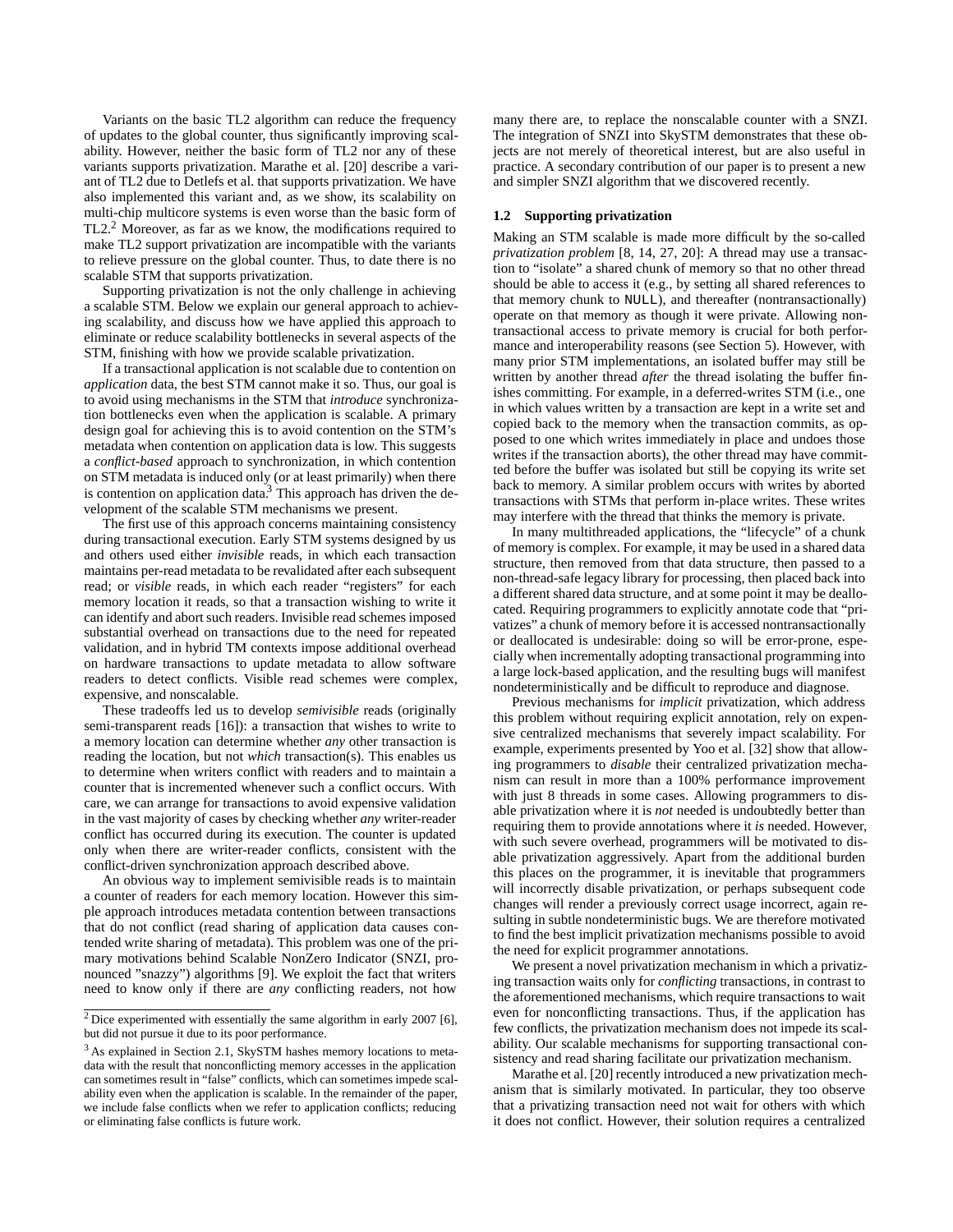Variants on the basic TL2 algorithm can reduce the frequency of updates to the global counter, thus significantly improving scalability. However, neither the basic form of TL2 nor any of these variants supports privatization. Marathe et al. [20] describe a variant of TL2 due to Detlefs et al. that supports privatization. We have also implemented this variant and, as we show, its scalability on multi-chip multicore systems is even worse than the basic form of TL2.[2] Moreover, as far as we know, the modifications required to make TL2 support privatization are incompatible with the variants to relieve pressure on the global counter. Thus, to date there is no scalable STM that supports privatization.

Supporting privatization is not the only challenge in achieving a scalable STM. Below we explain our general approach to achieving scalability, and discuss how we have applied this approach to eliminate or reduce scalability bottlenecks in several aspects of the STM, finishing with how we provide scalable privatization.

If a transactional application is not scalable due to contention on *application* data, the best STM cannot make it so. Thus, our goal is to avoid using mechanisms in the STM that *introduce* synchronization bottlenecks even when the application is scalable. A primary design goal for achieving this is to avoid contention on the STM's metadata when contention on application data is low. This suggests a *conflict-based* approach to synchronization, in which contention on STM metadata is induced only (or at least primarily) when there is contention on application data.[3] This approach has driven the development of the scalable STM mechanisms we present.

The first use of this approach concerns maintaining consistency during transactional execution. Early STM systems designed by us and others used either *invisible* reads, in which each transaction maintains per-read metadata to be revalidated after each subsequent read; or *visible* reads, in which each reader "registers" for each memory location it reads, so that a transaction wishing to write it can identify and abort such readers. Invisible read schemes imposed substantial overhead on transactions due to the need for repeated validation, and in hybrid TM contexts impose additional overhead on hardware transactions to update metadata to allow software readers to detect conflicts. Visible read schemes were complex, expensive, and nonscalable.

These tradeoffs led us to develop *semivisible* reads (originally semi-transparent reads [16]): a transaction that wishes to write to a memory location can determine whether *any* other transaction is reading the location, but not *which* transaction(s). This enables us to determine when writers conflict with readers and to maintain a counter that is incremented whenever such a conflict occurs. With care, we can arrange for transactions to avoid expensive validation in the vast majority of cases by checking whether *any* writer-reader conflict has occurred during its execution. The counter is updated only when there are writer-reader conflicts, consistent with the conflict-driven synchronization approach described above.

An obvious way to implement semivisible reads is to maintain a counter of readers for each memory location. However this simple approach introduces metadata contention between transactions that do not conflict (read sharing of application data causes contended write sharing of metadata). This problem was one of the primary motivations behind Scalable NonZero Indicator (SNZI, pronounced "snazzy") algorithms [9]. We exploit the fact that writers need to know only if there are *any* conflicting readers, not how many there are, to replace the nonscalable counter with a SNZI. The integration of SNZI into SkySTM demonstrates that these objects are not merely of theoretical interest, but are also useful in practice. A secondary contribution of our paper is to present a new and simpler SNZI algorithm that we discovered recently.

### 1.2 Supporting privatization

Making an STM scalable is made more difficult by the so-called *privatization problem* [8, 14, 27, 20]: A thread may use a transaction to "isolate" a shared chunk of memory so that no other thread should be able to access it (e.g., by setting all shared references to that memory chunk to `NULL`), and thereafter (nontransactionally) operate on that memory as though it were private. Allowing nontransactional access to private memory is crucial for both performance and interoperability reasons (see Section 5). However, with many prior STM implementations, an isolated buffer may still be written by another thread *after* the thread isolating the buffer finishes committing. For example, in a deferred-writes STM (i.e., one in which values written by a transaction are kept in a write set and copied back to the memory when the transaction commits, as opposed to one which writes immediately in place and undoes those writes if the transaction aborts), the other thread may have committed before the buffer was isolated but still be copying its write set back to memory. A similar problem occurs with writes by aborted transactions with STMs that perform in-place writes. These writes may interfere with the thread that thinks the memory is private.

In many multithreaded applications, the "lifecycle" of a chunk of memory is complex. For example, it may be used in a shared data structure, then removed from that data structure, then passed to a non-thread-safe legacy library for processing, then placed back into a different shared data structure, and at some point it may be deallocated. Requiring programmers to explicitly annotate code that "privatizes" a chunk of memory before it is accessed nontransactionally or deallocated is undesirable: doing so will be error-prone, especially when incrementally adopting transactional programming into a large lock-based application, and the resulting bugs will manifest nondeterministically and be difficult to reproduce and diagnose.

Previous mechanisms for *implicit* privatization, which address this problem without requiring explicit annotation, rely on expensive centralized mechanisms that severely impact scalability. For example, experiments presented by Yoo et al. [32] show that allowing programmers to *disable* their centralized privatization mechanism can result in more than a 100% performance improvement with just 8 threads in some cases. Allowing programmers to disable privatization where it is *not* needed is undoubtedly better than requiring them to provide annotations where it *is* needed. However, with such severe overhead, programmers will be motivated to disable privatization aggressively. Apart from the additional burden this places on the programmer, it is inevitable that programmers will incorrectly disable privatization, or perhaps subsequent code changes will render a previously correct usage incorrect, again resulting in subtle nondeterministic bugs. We are therefore motivated to find the best implicit privatization mechanisms possible to avoid the need for explicit programmer annotations.

We present a novel privatization mechanism in which a privatizing transaction waits only for *conflicting* transactions, in contrast to the aforementioned mechanisms, which require transactions to wait even for nonconflicting transactions. Thus, if the application has few conflicts, the privatization mechanism does not impede its scalability. Our scalable mechanisms for supporting transactional consistency and read sharing facilitate our privatization mechanism.

Marathe et al. [20] recently introduced a new privatization mechanism that is similarly motivated. In particular, they too observe that a privatizing transaction need not wait for others with which it does not conflict. However, their solution requires a centralized

[2] Dice experimented with essentially the same algorithm in early 2007 [6], but did not pursue it due to its poor performance.

[3] As explained in Section 2.1, SkySTM hashes memory locations to metadata with the result that nonconflicting memory accesses in the application can sometimes result in "false" conflicts, which can sometimes impede scalability even when the application is scalable. In the remainder of the paper, we include false conflicts when we refer to application conflicts; reducing or eliminating false conflicts is future work.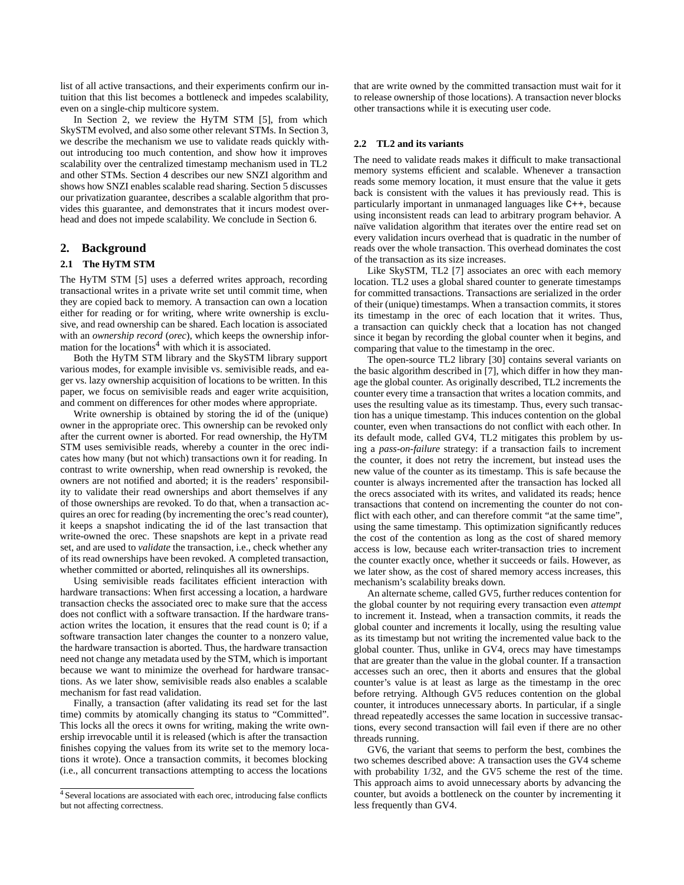list of all active transactions, and their experiments confirm our intuition that this list becomes a bottleneck and impedes scalability, even on a single-chip multicore system.

In Section 2, we review the HyTM STM [5], from which SkySTM evolved, and also some other relevant STMs. In Section 3, we describe the mechanism we use to validate reads quickly without introducing too much contention, and show how it improves scalability over the centralized timestamp mechanism used in TL2 and other STMs. Section 4 describes our new SNZI algorithm and shows how SNZI enables scalable read sharing. Section 5 discusses our privatization guarantee, describes a scalable algorithm that provides this guarantee, and demonstrates that it incurs modest overhead and does not impede scalability. We conclude in Section 6.

## 2. Background

### 2.1 The HyTM STM

The HyTM STM [5] uses a deferred writes approach, recording transactional writes in a private write set until commit time, when they are copied back to memory. A transaction can own a location either for reading or for writing, where write ownership is exclusive, and read ownership can be shared. Each location is associated with an *ownership record* (*orec*), which keeps the ownership information for the locations[4] with which it is associated.

Both the HyTM STM library and the SkySTM library support various modes, for example invisible vs. semivisible reads, and eager vs. lazy ownership acquisition of locations to be written. In this paper, we focus on semivisible reads and eager write acquisition, and comment on differences for other modes where appropriate.

Write ownership is obtained by storing the id of the (unique) owner in the appropriate orec. This ownership can be revoked only after the current owner is aborted. For read ownership, the HyTM STM uses semivisible reads, whereby a counter in the orec indicates how many (but not which) transactions own it for reading. In contrast to write ownership, when read ownership is revoked, the owners are not notified and aborted; it is the readers' responsibility to validate their read ownerships and abort themselves if any of those ownerships are revoked. To do that, when a transaction acquires an orec for reading (by incrementing the orec's read counter), it keeps a snapshot indicating the id of the last transaction that write-owned the orec. These snapshots are kept in a private read set, and are used to *validate* the transaction, i.e., check whether any of its read ownerships have been revoked. A completed transaction, whether committed or aborted, relinquishes all its ownerships.

Using semivisible reads facilitates efficient interaction with hardware transactions: When first accessing a location, a hardware transaction checks the associated orec to make sure that the access does not conflict with a software transaction. If the hardware transaction writes the location, it ensures that the read count is 0; if a software transaction later changes the counter to a nonzero value, the hardware transaction is aborted. Thus, the hardware transaction need not change any metadata used by the STM, which is important because we want to minimize the overhead for hardware transactions. As we later show, semivisible reads also enables a scalable mechanism for fast read validation.

Finally, a transaction (after validating its read set for the last time) commits by atomically changing its status to "Committed". This locks all the orecs it owns for writing, making the write ownership irrevocable until it is released (which is after the transaction finishes copying the values from its write set to the memory locations it wrote). Once a transaction commits, it becomes blocking (i.e., all concurrent transactions attempting to access the locations that are write owned by the committed transaction must wait for it to release ownership of those locations). A transaction never blocks other transactions while it is executing user code.

### 2.2 TL2 and its variants

The need to validate reads makes it difficult to make transactional memory systems efficient and scalable. Whenever a transaction reads some memory location, it must ensure that the value it gets back is consistent with the values it has previously read. This is particularly important in unmanaged languages like C++, because using inconsistent reads can lead to arbitrary program behavior. A naïve validation algorithm that iterates over the entire read set on every validation incurs overhead that is quadratic in the number of reads over the whole transaction. This overhead dominates the cost of the transaction as its size increases.

Like SkySTM, TL2 [7] associates an orec with each memory location. TL2 uses a global shared counter to generate timestamps for committed transactions. Transactions are serialized in the order of their (unique) timestamps. When a transaction commits, it stores its timestamp in the orec of each location that it writes. Thus, a transaction can quickly check that a location has not changed since it began by recording the global counter when it begins, and comparing that value to the timestamp in the orec.

The open-source TL2 library [30] contains several variants on the basic algorithm described in [7], which differ in how they manage the global counter. As originally described, TL2 increments the counter every time a transaction that writes a location commits, and uses the resulting value as its timestamp. Thus, every such transaction has a unique timestamp. This induces contention on the global counter, even when transactions do not conflict with each other. In its default mode, called GV4, TL2 mitigates this problem by using a *pass-on-failure* strategy: if a transaction fails to increment the counter, it does not retry the increment, but instead uses the new value of the counter as its timestamp. This is safe because the counter is always incremented after the transaction has locked all the orecs associated with its writes, and validated its reads; hence transactions that contend on incrementing the counter do not conflict with each other, and can therefore commit "at the same time", using the same timestamp. This optimization significantly reduces the cost of the contention as long as the cost of shared memory access is low, because each writer-transaction tries to increment the counter exactly once, whether it succeeds or fails. However, as we later show, as the cost of shared memory access increases, this mechanism's scalability breaks down.

An alternate scheme, called GV5, further reduces contention for the global counter by not requiring every transaction even *attempt* to increment it. Instead, when a transaction commits, it reads the global counter and increments it locally, using the resulting value as its timestamp but not writing the incremented value back to the global counter. Thus, unlike in GV4, orecs may have timestamps that are greater than the value in the global counter. If a transaction accesses such an orec, then it aborts and ensures that the global counter's value is at least as large as the timestamp in the orec before retrying. Although GV5 reduces contention on the global counter, it introduces unnecessary aborts. In particular, if a single thread repeatedly accesses the same location in successive transactions, every second transaction will fail even if there are no other threads running.

GV6, the variant that seems to perform the best, combines the two schemes described above: A transaction uses the GV4 scheme with probability 1/32, and the GV5 scheme the rest of the time. This approach aims to avoid unnecessary aborts by advancing the counter, but avoids a bottleneck on the counter by incrementing it less frequently than GV4.

[4] Several locations are associated with each orec, introducing false conflicts but not affecting correctness.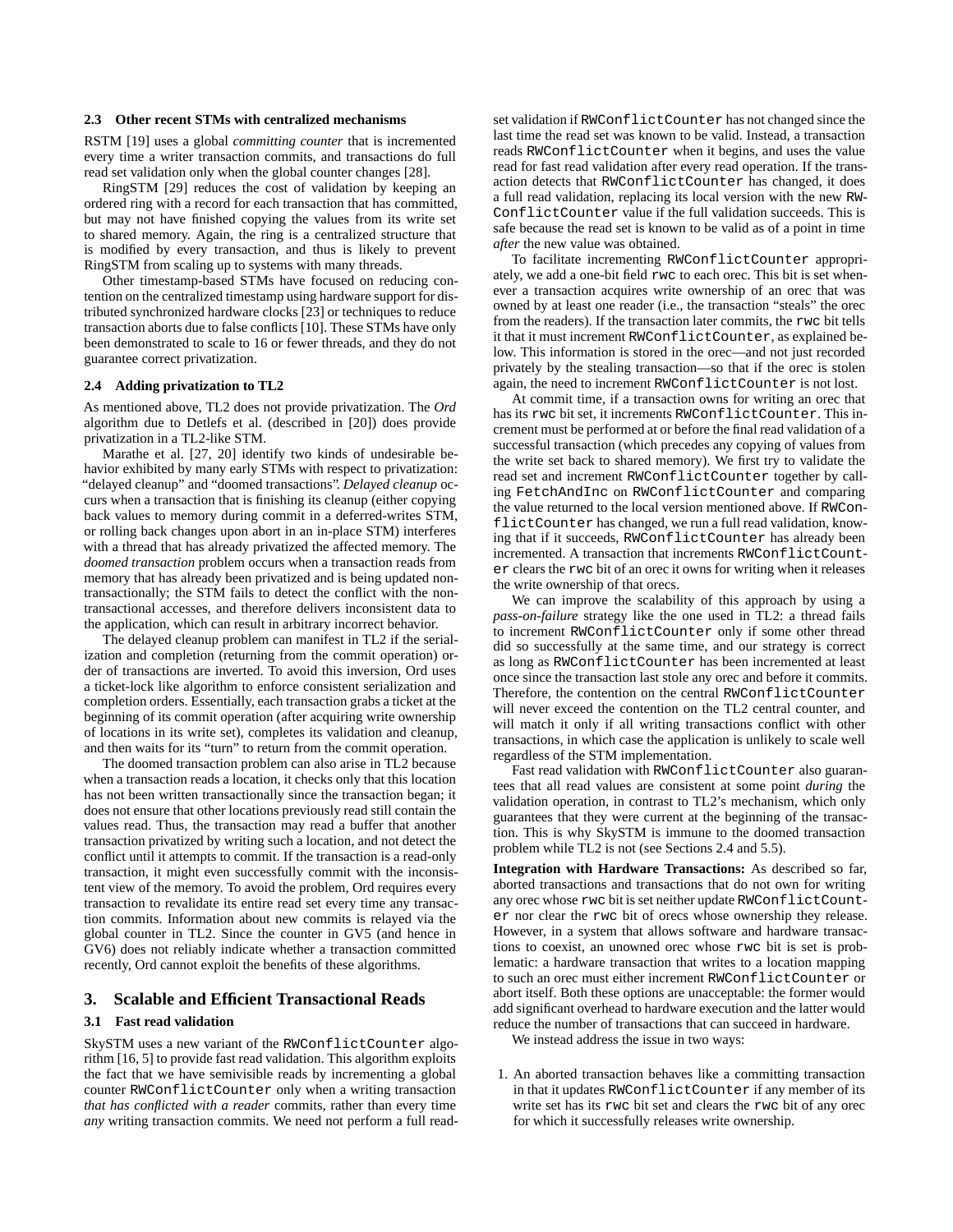### 2.3 Other recent STMs with centralized mechanisms

RSTM [19] uses a global *committing counter* that is incremented every time a writer transaction commits, and transactions do full read set validation only when the global counter changes [28].

RingSTM [29] reduces the cost of validation by keeping an ordered ring with a record for each transaction that has committed, but may not have finished copying the values from its write set to shared memory. Again, the ring is a centralized structure that is modified by every transaction, and thus is likely to prevent RingSTM from scaling up to systems with many threads.

Other timestamp-based STMs have focused on reducing contention on the centralized timestamp using hardware support for distributed synchronized hardware clocks [23] or techniques to reduce transaction aborts due to false conflicts [10]. These STMs have only been demonstrated to scale to 16 or fewer threads, and they do not guarantee correct privatization.

### 2.4 Adding privatization to TL2

As mentioned above, TL2 does not provide privatization. The *Ord* algorithm due to Detlefs et al. (described in [20]) does provide privatization in a TL2-like STM.

Marathe et al. [27, 20] identify two kinds of undesirable behavior exhibited by many early STMs with respect to privatization: "delayed cleanup" and "doomed transactions". *Delayed cleanup* occurs when a transaction that is finishing its cleanup (either copying back values to memory during commit in a deferred-writes STM, or rolling back changes upon abort in an in-place STM) interferes with a thread that has already privatized the affected memory. The *doomed transaction* problem occurs when a transaction reads from memory that has already been privatized and is being updated non-transactionally; the STM fails to detect the conflict with the non-transactional accesses, and therefore delivers inconsistent data to the application, which can result in arbitrary incorrect behavior.

The delayed cleanup problem can manifest in TL2 if the serialization and completion (returning from the commit operation) order of transactions are inverted. To avoid this inversion, Ord uses a ticket-lock like algorithm to enforce consistent serialization and completion orders. Essentially, each transaction grabs a ticket at the beginning of its commit operation (after acquiring write ownership of locations in its write set), completes its validation and cleanup, and then waits for its "turn" to return from the commit operation.

The doomed transaction problem can also arise in TL2 because when a transaction reads a location, it checks only that this location has not been written transactionally since the transaction began; it does not ensure that other locations previously read still contain the values read. Thus, the transaction may read a buffer that another transaction privatized by writing such a location, and not detect the conflict until it attempts to commit. If the transaction is a read-only transaction, it might even successfully commit with the inconsistent view of the memory. To avoid the problem, Ord requires every transaction to revalidate its entire read set every time any transaction commits. Information about new commits is relayed via the global counter in TL2. Since the counter in GV5 (and hence in GV6) does not reliably indicate whether a transaction committed recently, Ord cannot exploit the benefits of these algorithms.

## 3. Scalable and Efficient Transactional Reads

### 3.1 Fast read validation

SkySTM uses a new variant of the RWConflictCounter algorithm [16, 5] to provide fast read validation. This algorithm exploits the fact that we have semivisible reads by incrementing a global counter RWConflictCounter only when a writing transaction *that has conflicted with a reader* commits, rather than every time *any* writing transaction commits. We need not perform a full read-set validation if RWConflictCounter has not changed since the last time the read set was known to be valid. Instead, a transaction reads RWConflictCounter when it begins, and uses the value read for fast read validation after every read operation. If the transaction detects that RWConflictCounter has changed, it does a full read validation, replacing its local version with the new RWConflictCounter value if the full validation succeeds. This is safe because the read set is known to be valid as of a point in time *after* the new value was obtained.

To facilitate incrementing RWConflictCounter appropriately, we add a one-bit field rwc to each orec. This bit is set whenever a transaction acquires write ownership of an orec that was owned by at least one reader (i.e., the transaction "steals" the orec from the readers). If the transaction later commits, the rwc bit tells it that it must increment RWConflictCounter, as explained below. This information is stored in the orec—and not just recorded privately by the stealing transaction—so that if the orec is stolen again, the need to increment RWConflictCounter is not lost.

At commit time, if a transaction owns for writing an orec that has its rwc bit set, it increments RWConflictCounter. This increment must be performed at or before the final read validation of a successful transaction (which precedes any copying of values from the write set back to shared memory). We first try to validate the read set and increment RWConflictCounter together by calling FetchAndInc on RWConflictCounter and comparing the value returned to the local version mentioned above. If RWConflictCounter has changed, we run a full read validation, knowing that if it succeeds, RWConflictCounter has already been incremented. A transaction that increments RWConflictCounter clears the rwc bit of an orec it owns for writing when it releases the write ownership of that orecs.

We can improve the scalability of this approach by using a *pass-on-failure* strategy like the one used in TL2: a thread fails to increment RWConflictCounter only if some other thread did so successfully at the same time, and our strategy is correct as long as RWConflictCounter has been incremented at least once since the transaction last stole any orec and before it commits. Therefore, the contention on the central RWConflictCounter will never exceed the contention on the TL2 central counter, and will match it only if all writing transactions conflict with other transactions, in which case the application is unlikely to scale well regardless of the STM implementation.

Fast read validation with RWConflictCounter also guarantees that all read values are consistent at some point *during* the validation operation, in contrast to TL2's mechanism, which only guarantees that they were current at the beginning of the transaction. This is why SkySTM is immune to the doomed transaction problem while TL2 is not (see Sections 2.4 and 5.5).

**Integration with Hardware Transactions:** As described so far, aborted transactions and transactions that do not own for writing any orec whose rwc bit is set neither update RWConflictCounter nor clear the rwc bit of orecs whose ownership they release. However, in a system that allows software and hardware transactions to coexist, an unowned orec whose rwc bit is set is problematic: a hardware transaction that writes to a location mapping to such an orec must either increment RWConflictCounter or abort itself. Both these options are unacceptable: the former would add significant overhead to hardware execution and the latter would reduce the number of transactions that can succeed in hardware.

We instead address the issue in two ways:

1. An aborted transaction behaves like a committing transaction in that it updates RWConflictCounter if any member of its write set has its rwc bit set and clears the rwc bit of any orec for which it successfully releases write ownership.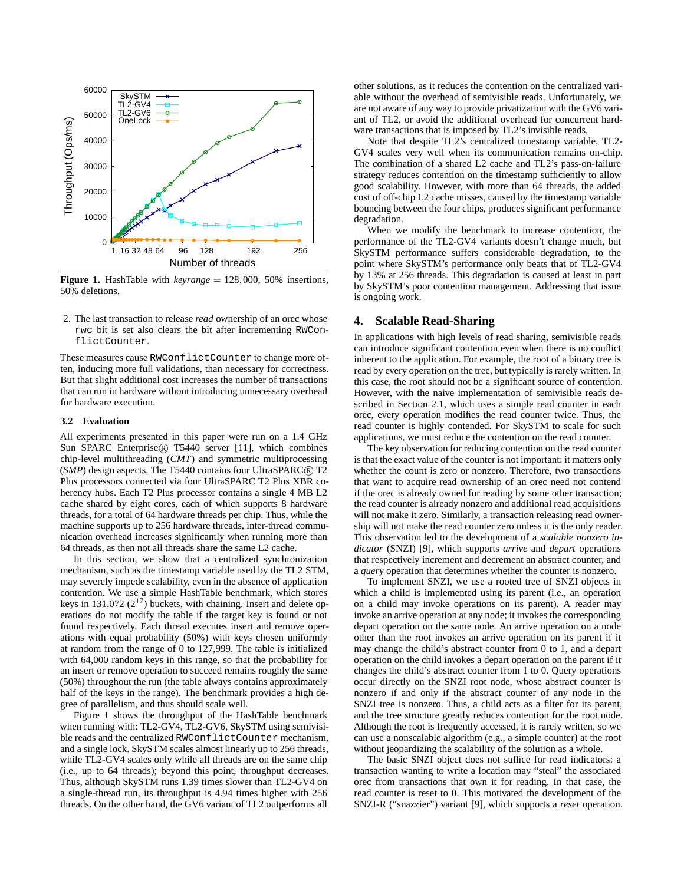Figure 1. HashTable with *keyrange* = 128,000, 50% insertions, 50% deletions.

2. The last transaction to release *read* ownership of an orec whose `rwc` bit is set also clears the bit after incrementing `RWConflictCounter`.

These measures cause `RWConflictCounter` to change more often, inducing more full validations, than necessary for correctness. But that slight additional cost increases the number of transactions that can run in hardware without introducing unnecessary overhead for hardware execution.

### 3.2 Evaluation

All experiments presented in this paper were run on a 1.4 GHz Sun SPARC Enterprise® T5440 server [11], which combines chip-level multithreading (*CMT*) and symmetric multiprocessing (*SMP*) design aspects. The T5440 contains four UltraSPARC® T2 Plus processors connected via four UltraSPARC T2 Plus XBR coherency hubs. Each T2 Plus processor contains a single 4 MB L2 cache shared by eight cores, each of which supports 8 hardware threads, for a total of 64 hardware threads per chip. Thus, while the machine supports up to 256 hardware threads, inter-thread communication overhead increases significantly when running more than 64 threads, as then not all threads share the same L2 cache.

In this section, we show that a centralized synchronization mechanism, such as the timestamp variable used by the TL2 STM, may severely impede scalability, even in the absence of application contention. We use a simple HashTable benchmark, which stores keys in 131,072 ($2^{17}$) buckets, with chaining. Insert and delete operations do not modify the table if the target key is found or not found respectively. Each thread executes insert and remove operations with equal probability (50%) with keys chosen uniformly at random from the range of 0 to 127,999. The table is initialized with 64,000 random keys in this range, so that the probability for an insert or remove operation to succeed remains roughly the same (50%) throughout the run (the table always contains approximately half of the keys in the range). The benchmark provides a high degree of parallelism, and thus should scale well.

Figure 1 shows the throughput of the HashTable benchmark when running with: TL2-GV4, TL2-GV6, SkySTM using semivisible reads and the centralized `RWConflictCounter` mechanism, and a single lock. SkySTM scales almost linearly up to 256 threads, while TL2-GV4 scales only while all threads are on the same chip (i.e., up to 64 threads); beyond this point, throughput decreases. Thus, although SkySTM runs 1.39 times slower than TL2-GV4 on a single-threaded run, its throughput is 4.94 times higher with 256 threads. On the other hand, the GV6 variant of TL2 outperforms all other solutions, as it reduces the contention on the centralized variable without the overhead of semivisible reads. Unfortunately, we are not aware of any way to provide privatization with the GV6 variant of TL2, or to avoid the additional overhead for concurrent hardware transactions that is imposed by TL2's invisible reads.

Note that despite TL2's centralized timestamp variable, TL2-GV4 scales very well when its communication remains on-chip. The combination of a shared L2 cache and TL2's pass-on-failure strategy reduces contention on the timestamp sufficiently to allow good scalability. However, with more than 64 threads, the added cost of off-chip L2 cache misses, caused by the timestamp variable bouncing between the four chips, produces significant performance degradation.

When we modify the benchmark to increase contention, the performance of the TL2-GV4 variants doesn't change much, but SkySTM performance suffers considerable degradation, to the point where SkySTM's performance only beats that of TL2-GV4 by 13% at 256 threads. This degradation is caused at least in part by SkySTM's poor contention management. Addressing that issue is ongoing work.

## 4. Scalable Read-Sharing

In applications with high levels of read sharing, semivisible reads can introduce significant contention even when there is no conflict inherent to the application. For example, the root of a binary tree is read by every operation on the tree, but typically is rarely written. In this case, the root should not be a significant source of contention. However, with the naive implementation of semivisible reads described in Section 2.1, which uses a simple read counter in each orec, every operation modifies the read counter twice. Thus, the read counter is highly contended. For SkySTM to scale for such applications, we must reduce the contention on the read counter.

The key observation for reducing contention on the read counter is that the exact value of the counter is not important: it matters only whether the count is zero or nonzero. Therefore, two transactions that want to acquire read ownership of an orec need not contend if the orec is already owned for reading by some other transaction; the read counter is already nonzero and additional read acquisitions will not make it zero. Similarly, a transaction releasing read ownership will not make the read counter zero unless it is the only reader. This observation led to the development of a *scalable nonzero indicator* (SNZI) [9], which supports *arrive* and *depart* operations that respectively increment and decrement an abstract counter, and a *query* operation that determines whether the counter is nonzero.

To implement SNZI, we use a rooted tree of SNZI objects in which a child is implemented using its parent (i.e., an operation on a child may invoke operations on its parent). A reader may invoke an arrive operation at any node; it invokes the corresponding depart operation on the same node. An arrive operation on a node other than the root invokes an arrive operation on its parent if it may change the child's abstract counter from 0 to 1, and a depart operation on the child invokes a depart operation on the parent if it changes the child's abstract counter from 1 to 0. Query operations occur directly on the SNZI root node, whose abstract counter is nonzero if and only if the abstract counter of any node in the SNZI tree is nonzero. Thus, a child acts as a filter for its parent, and the tree structure greatly reduces contention for the root node. Although the root is frequently accessed, it is rarely written, so we can use a nonscalable algorithm (e.g., a simple counter) at the root without jeopardizing the scalability of the solution as a whole.

The basic SNZI object does not suffice for read indicators: a transaction wanting to write a location may "steal" the associated orec from transactions that own it for reading. In that case, the read counter is reset to 0. This motivated the development of the SNZI-R ("snazzier") variant [9], which supports a *reset* operation.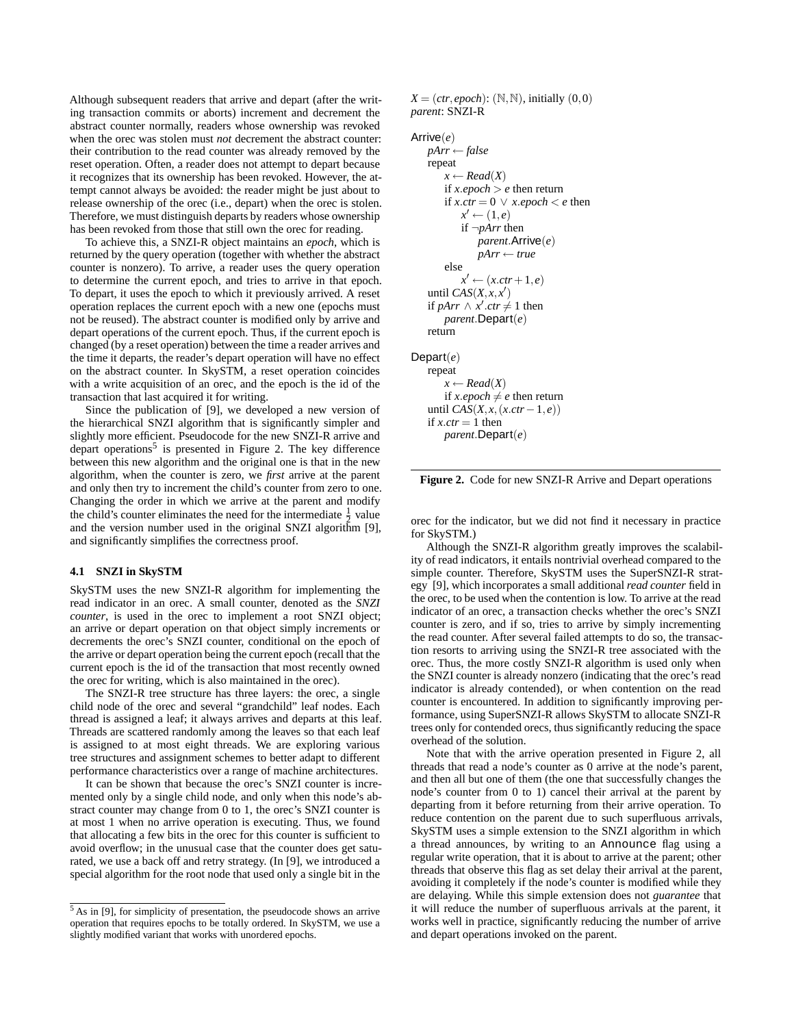Although subsequent readers that arrive and depart (after the writing transaction commits or aborts) increment and decrement the abstract counter normally, readers whose ownership was revoked when the orec was stolen must *not* decrement the abstract counter: their contribution to the read counter was already removed by the reset operation. Often, a reader does not attempt to depart because it recognizes that its ownership has been revoked. However, the attempt cannot always be avoided: the reader might be just about to release ownership of the orec (i.e., depart) when the orec is stolen. Therefore, we must distinguish departs by readers whose ownership has been revoked from those that still own the orec for reading.

To achieve this, a SNZI-R object maintains an *epoch*, which is returned by the query operation (together with whether the abstract counter is nonzero). To arrive, a reader uses the query operation to determine the current epoch, and tries to arrive in that epoch. To depart, it uses the epoch to which it previously arrived. A reset operation replaces the current epoch with a new one (epochs must not be reused). The abstract counter is modified only by arrive and depart operations of the current epoch. Thus, if the current epoch is changed (by a reset operation) between the time a reader arrives and the time it departs, the reader's depart operation will have no effect on the abstract counter. In SkySTM, a reset operation coincides with a write acquisition of an orec, and the epoch is the id of the transaction that last acquired it for writing.

Since the publication of [9], we developed a new version of the hierarchical SNZI algorithm that is significantly simpler and slightly more efficient. Pseudocode for the new SNZI-R arrive and depart operations[5] is presented in Figure 2. The key difference between this new algorithm and the original one is that in the new algorithm, when the counter is zero, we *first* arrive at the parent and only then try to increment the child's counter from zero to one. Changing the order in which we arrive at the parent and modify the child's counter eliminates the need for the intermediate $\frac{1}{2}$ value and the version number used in the original SNZI algorithm [9], and significantly simplifies the correctness proof.

### 4.1 SNZI in SkySTM

SkySTM uses the new SNZI-R algorithm for implementing the read indicator in an orec. A small counter, denoted as the *SNZI counter*, is used in the orec to implement a root SNZI object; an arrive or depart operation on that object simply increments or decrements the orec's SNZI counter, conditional on the epoch of the arrive or depart operation being the current epoch (recall that the current epoch is the id of the transaction that most recently owned the orec for writing, which is also maintained in the orec).

The SNZI-R tree structure has three layers: the orec, a single child node of the orec and several "grandchild" leaf nodes. Each thread is assigned a leaf; it always arrives and departs at this leaf. Threads are scattered randomly among the leaves so that each leaf is assigned to at most eight threads. We are exploring various tree structures and assignment schemes to better adapt to different performance characteristics over a range of machine architectures.

It can be shown that because the orec's SNZI counter is incremented only by a single child node, and only when this node's abstract counter may change from 0 to 1, the orec's SNZI counter is at most 1 when no arrive operation is executing. Thus, we found that allocating a few bits in the orec for this counter is sufficient to avoid overflow; in the unusual case that the counter does get saturated, we use a back off and retry strategy. (In [9], we introduced a special algorithm for the root node that used only a single bit in the orec for the indicator, but we did not find it necessary in practice for SkySTM.)

[5] As in [9], for simplicity of presentation, the pseudocode shows an arrive operation that requires epochs to be totally ordered. In SkySTM, we use a slightly modified variant that works with unordered epochs.

```
X = (ctr, epoch): (N, N), initially (0, 0)
parent: SNZI-R

Arrive(e)
    pArr ← false
    repeat
        x ← Read(X)
        if x.epoch > e then return
        if x.ctr = 0 ∨ x.epoch < e then
            x' ← (1, e)
            if ¬pArr then
                parent.Arrive(e)
                pArr ← true
        else
            x' ← (x.ctr + 1, e)
    until CAS(X, x, x')
    if pArr ∧ x'.ctr ≠ 1 then
        parent.Depart(e)
    return

Depart(e)
    repeat
        x ← Read(X)
        if x.epoch ≠ e then return
    until CAS(X, x, (x.ctr − 1, e))
    if x.ctr = 1 then
        parent.Depart(e)
```

**Figure 2.** Code for new SNZI-R Arrive and Depart operations

Although the SNZI-R algorithm greatly improves the scalability of read indicators, it entails nontrivial overhead compared to the simple counter. Therefore, SkySTM uses the SuperSNZI-R strategy [9], which incorporates a small additional *read counter* field in the orec, to be used when the contention is low. To arrive at the read indicator of an orec, a transaction checks whether the orec's SNZI counter is zero, and if so, tries to arrive by simply incrementing the read counter. After several failed attempts to do so, the transaction resorts to arriving using the SNZI-R tree associated with the orec. Thus, the more costly SNZI-R algorithm is used only when the SNZI counter is already nonzero (indicating that the orec's read indicator is already contended), or when contention on the read counter is encountered. In addition to significantly improving performance, using SuperSNZI-R allows SkySTM to allocate SNZI-R trees only for contended orecs, thus significantly reducing the space overhead of the solution.

Note that with the arrive operation presented in Figure 2, all threads that read a node's counter as 0 arrive at the node's parent, and then all but one of them (the one that successfully changes the node's counter from 0 to 1) cancel their arrival at the parent by departing from it before returning from their arrive operation. To reduce contention on the parent due to such superfluous arrivals, SkySTM uses a simple extension to the SNZI algorithm in which a thread announces, by writing to an Announce flag using a regular write operation, that it is about to arrive at the parent; other threads that observe this flag as set delay their arrival at the parent, avoiding it completely if the node's counter is modified while they are delaying. While this simple extension does not *guarantee* that it will reduce the number of superfluous arrivals at the parent, it works well in practice, significantly reducing the number of arrive and depart operations invoked on the parent.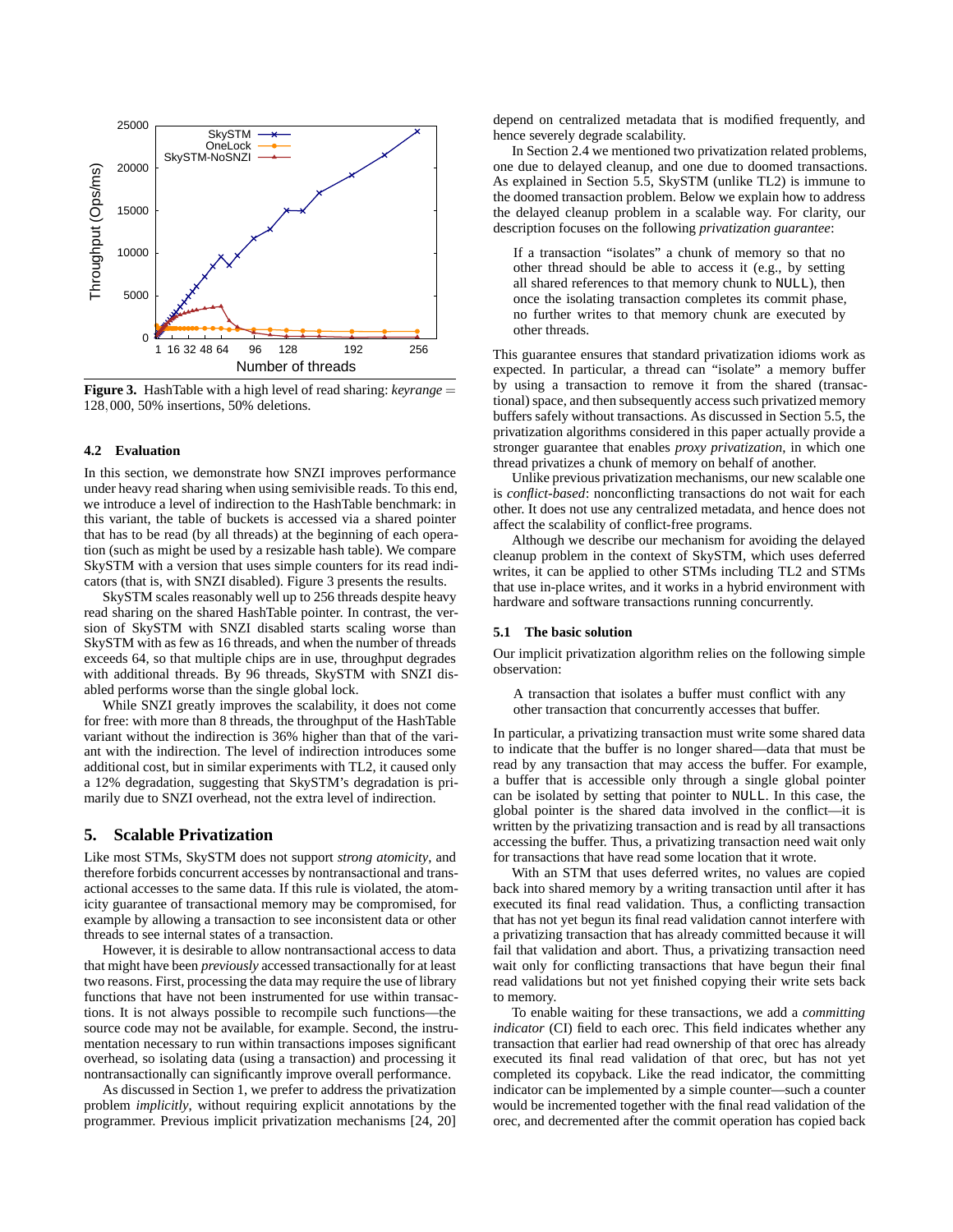**Figure 3.** HashTable with a high level of read sharing: *keyrange* = 128,000, 50% insertions, 50% deletions.

### 4.2 Evaluation

In this section, we demonstrate how SNZI improves performance under heavy read sharing when using semivisible reads. To this end, we introduce a level of indirection to the HashTable benchmark: in this variant, the table of buckets is accessed via a shared pointer that has to be read (by all threads) at the beginning of each operation (such as might be used by a resizable hash table). We compare SkySTM with a version that uses simple counters for its read indicators (that is, with SNZI disabled). Figure 3 presents the results.

SkySTM scales reasonably well up to 256 threads despite heavy read sharing on the shared HashTable pointer. In contrast, the version of SkySTM with SNZI disabled starts scaling worse than SkySTM with as few as 16 threads, and when the number of threads exceeds 64, so that multiple chips are in use, throughput degrades with additional threads. By 96 threads, SkySTM with SNZI disabled performs worse than the single global lock.

While SNZI greatly improves the scalability, it does not come for free: with more than 8 threads, the throughput of the HashTable variant without the indirection is 36% higher than that of the variant with the indirection. The level of indirection introduces some additional cost, but in similar experiments with TL2, it caused only a 12% degradation, suggesting that SkySTM's degradation is primarily due to SNZI overhead, not the extra level of indirection.

## 5. Scalable Privatization

Like most STMs, SkySTM does not support *strong atomicity*, and therefore forbids concurrent accesses by nontransactional and transactional accesses to the same data. If this rule is violated, the atomicity guarantee of transactional memory may be compromised, for example by allowing a transaction to see inconsistent data or other threads to see internal states of a transaction.

However, it is desirable to allow nontransactional access to data that might have been *previously* accessed transactionally for at least two reasons. First, processing the data may require the use of library functions that have not been instrumented for use within transactions. It is not always possible to recompile such functions—the source code may not be available, for example. Second, the instrumentation necessary to run within transactions imposes significant overhead, so isolating data (using a transaction) and processing it nontransactionally can significantly improve overall performance.

As discussed in Section 1, we prefer to address the privatization problem *implicitly*, without requiring explicit annotations by the programmer. Previous implicit privatization mechanisms [24, 20] depend on centralized metadata that is modified frequently, and hence severely degrade scalability.

In Section 2.4 we mentioned two privatization related problems, one due to delayed cleanup, and one due to doomed transactions. As explained in Section 5.5, SkySTM (unlike TL2) is immune to the doomed transaction problem. Below we explain how to address the delayed cleanup problem in a scalable way. For clarity, our description focuses on the following *privatization guarantee*:

> If a transaction "isolates" a chunk of memory so that no other thread should be able to access it (e.g., by setting all shared references to that memory chunk to NULL), then once the isolating transaction completes its commit phase, no further writes to that memory chunk are executed by other threads.

This guarantee ensures that standard privatization idioms work as expected. In particular, a thread can "isolate" a memory buffer by using a transaction to remove it from the shared (transactional) space, and then subsequently access such privatized memory buffers safely without transactions. As discussed in Section 5.5, the privatization algorithms considered in this paper actually provide a stronger guarantee that enables *proxy privatization*, in which one thread privatizes a chunk of memory on behalf of another.

Unlike previous privatization mechanisms, our new scalable one is *conflict-based*: nonconflicting transactions do not wait for each other. It does not use any centralized metadata, and hence does not affect the scalability of conflict-free programs.

Although we describe our mechanism for avoiding the delayed cleanup problem in the context of SkySTM, which uses deferred writes, it can be applied to other STMs including TL2 and STMs that use in-place writes, and it works in a hybrid environment with hardware and software transactions running concurrently.

### 5.1 The basic solution

Our implicit privatization algorithm relies on the following simple observation:

> A transaction that isolates a buffer must conflict with any other transaction that concurrently accesses that buffer.

In particular, a privatizing transaction must write some shared data to indicate that the buffer is no longer shared—data that must be read by any transaction that may access the buffer. For example, a buffer that is accessible only through a single global pointer can be isolated by setting that pointer to NULL. In this case, the global pointer is the shared data involved in the conflict—it is written by the privatizing transaction and is read by all transactions accessing the buffer. Thus, a privatizing transaction need wait only for transactions that have read some location that it wrote.

With an STM that uses deferred writes, no values are copied back into shared memory by a writing transaction until after it has executed its final read validation. Thus, a conflicting transaction that has not yet begun its final read validation cannot interfere with a privatizing transaction that has already committed because it will fail that validation and abort. Thus, a privatizing transaction need wait only for conflicting transactions that have begun their final read validations but not yet finished copying their write sets back to memory.

To enable waiting for these transactions, we add a *committing indicator* (CI) field to each orec. This field indicates whether any transaction that earlier had read ownership of that orec has already executed its final read validation of that orec, but has not yet completed its copyback. Like the read indicator, the committing indicator can be implemented by a simple counter—such a counter would be incremented together with the final read validation of the orec, and decremented after the commit operation has copied back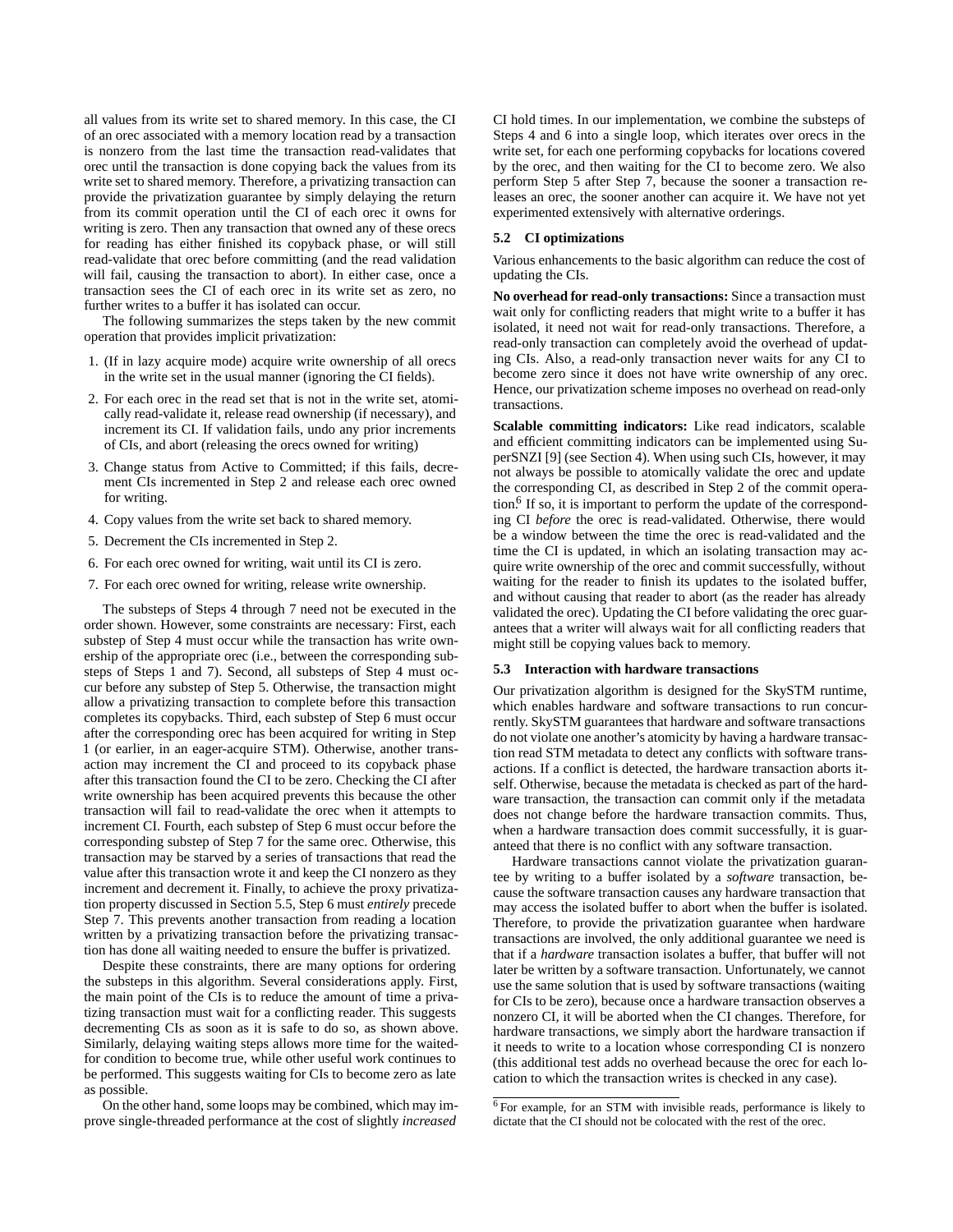all values from its write set to shared memory. In this case, the CI of an orec associated with a memory location read by a transaction is nonzero from the last time the transaction read-validates that orec until the transaction is done copying back the values from its write set to shared memory. Therefore, a privatizing transaction can provide the privatization guarantee by simply delaying the return from its commit operation until the CI of each orec it owns for writing is zero. Then any transaction that owned any of these orecs for reading has either finished its copyback phase, or will still read-validate that orec before committing (and the read validation will fail, causing the transaction to abort). In either case, once a transaction sees the CI of each orec in its write set as zero, no further writes to a buffer it has isolated can occur.

The following summarizes the steps taken by the new commit operation that provides implicit privatization:

1. (If in lazy acquire mode) acquire write ownership of all orecs in the write set in the usual manner (ignoring the CI fields).
2. For each orec in the read set that is not in the write set, atomically read-validate it, release read ownership (if necessary), and increment its CI. If validation fails, undo any prior increments of CIs, and abort (releasing the orecs owned for writing)
3. Change status from Active to Committed; if this fails, decrement CIs incremented in Step 2 and release each orec owned for writing.
4. Copy values from the write set back to shared memory.
5. Decrement the CIs incremented in Step 2.
6. For each orec owned for writing, wait until its CI is zero.
7. For each orec owned for writing, release write ownership.

The substeps of Steps 4 through 7 need not be executed in the order shown. However, some constraints are necessary: First, each substep of Step 4 must occur while the transaction has write ownership of the appropriate orec (i.e., between the corresponding substeps of Steps 1 and 7). Second, all substeps of Step 4 must occur before any substep of Step 5. Otherwise, the transaction might allow a privatizing transaction to complete before this transaction completes its copybacks. Third, each substep of Step 6 must occur after the corresponding orec has been acquired for writing in Step 1 (or earlier, in an eager-acquire STM). Otherwise, another transaction may increment the CI and proceed to its copyback phase after this transaction found the CI to be zero. Checking the CI after write ownership has been acquired prevents this because the other transaction will fail to read-validate the orec when it attempts to increment CI. Fourth, each substep of Step 6 must occur before the corresponding substep of Step 7 for the same orec. Otherwise, this transaction may be starved by a series of transactions that read the value after this transaction wrote it and keep the CI nonzero as they increment and decrement it. Finally, to achieve the proxy privatization property discussed in Section 5.5, Step 6 must *entirely* precede Step 7. This prevents another transaction from reading a location written by a privatizing transaction before the privatizing transaction has done all waiting needed to ensure the buffer is privatized.

Despite these constraints, there are many options for ordering the substeps in this algorithm. Several considerations apply. First, the main point of the CIs is to reduce the amount of time a privatizing transaction must wait for a conflicting reader. This suggests decrementing CIs as soon as it is safe to do so, as shown above. Similarly, delaying waiting steps allows more time for the waited-for condition to become true, while other useful work continues to be performed. This suggests waiting for CIs to become zero as late as possible.

On the other hand, some loops may be combined, which may improve single-threaded performance at the cost of slightly *increased* CI hold times. In our implementation, we combine the substeps of Steps 4 and 6 into a single loop, which iterates over orecs in the write set, for each one performing copybacks for locations covered by the orec, and then waiting for the CI to become zero. We also perform Step 5 after Step 7, because the sooner a transaction releases an orec, the sooner another can acquire it. We have not yet experimented extensively with alternative orderings.

### 5.2 CI optimizations

Various enhancements to the basic algorithm can reduce the cost of updating the CIs.

**No overhead for read-only transactions:** Since a transaction must wait only for conflicting readers that might write to a buffer it has isolated, it need not wait for read-only transactions. Therefore, a read-only transaction can completely avoid the overhead of updating CIs. Also, a read-only transaction never waits for any CI to become zero since it does not have write ownership of any orec. Hence, our privatization scheme imposes no overhead on read-only transactions.

**Scalable committing indicators:** Like read indicators, scalable and efficient committing indicators can be implemented using SuperSNZI [9] (see Section 4). When using such CIs, however, it may not always be possible to atomically validate the orec and update the corresponding CI, as described in Step 2 of the commit operation.[6] If so, it is important to perform the update of the corresponding CI *before* the orec is read-validated. Otherwise, there would be a window between the time the orec is read-validated and the time the CI is updated, in which an isolating transaction may acquire write ownership of the orec and commit successfully, without waiting for the reader to finish its updates to the isolated buffer, and without causing that reader to abort (as the reader has already validated the orec). Updating the CI before validating the orec guarantees that a writer will always wait for all conflicting readers that might still be copying values back to memory.

### 5.3 Interaction with hardware transactions

Our privatization algorithm is designed for the SkySTM runtime, which enables hardware and software transactions to run concurrently. SkySTM guarantees that hardware and software transactions do not violate one another's atomicity by having a hardware transaction read STM metadata to detect any conflicts with software transactions. If a conflict is detected, the hardware transaction aborts itself. Otherwise, because the metadata is checked as part of the hardware transaction, the transaction can commit only if the metadata does not change before the hardware transaction commits. Thus, when a hardware transaction does commit successfully, it is guaranteed that there is no conflict with any software transaction.

Hardware transactions cannot violate the privatization guarantee by writing to a buffer isolated by a *software* transaction, because the software transaction causes any hardware transaction that may access the isolated buffer to abort when the buffer is isolated. Therefore, to provide the privatization guarantee when hardware transactions are involved, the only additional guarantee we need is that if a *hardware* transaction isolates a buffer, that buffer will not later be written by a software transaction. Unfortunately, we cannot use the same solution that is used by software transactions (waiting for CIs to be zero), because once a hardware transaction observes a nonzero CI, it will be aborted when the CI changes. Therefore, for hardware transactions, we simply abort the hardware transaction if it needs to write to a location whose corresponding CI is nonzero (this additional test adds no overhead because the orec for each location to which the transaction writes is checked in any case).

[6] For example, for an STM with invisible reads, performance is likely to dictate that the CI should not be colocated with the rest of the orec.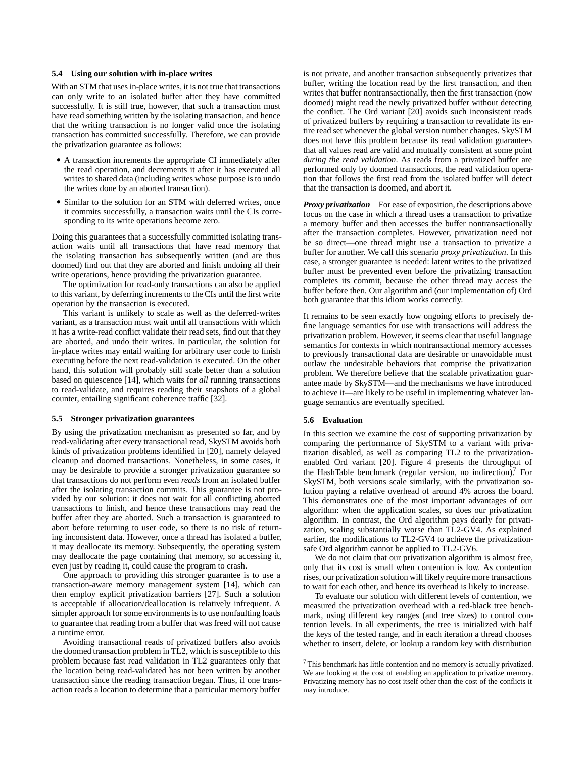### 5.4 Using our solution with in-place writes

With an STM that uses in-place writes, it is not true that transactions can only write to an isolated buffer after they have committed successfully. It is still true, however, that such a transaction must have read something written by the isolating transaction, and hence that the writing transaction is no longer valid once the isolating transaction has committed successfully. Therefore, we can provide the privatization guarantee as follows:

- A transaction increments the appropriate CI immediately after the read operation, and decrements it after it has executed all writes to shared data (including writes whose purpose is to undo the writes done by an aborted transaction).
- Similar to the solution for an STM with deferred writes, once it commits successfully, a transaction waits until the CIs corresponding to its write operations become zero.

Doing this guarantees that a successfully committed isolating transaction waits until all transactions that have read memory that the isolating transaction has subsequently written (and are thus doomed) find out that they are aborted and finish undoing all their write operations, hence providing the privatization guarantee.

The optimization for read-only transactions can also be applied to this variant, by deferring increments to the CIs until the first write operation by the transaction is executed.

This variant is unlikely to scale as well as the deferred-writes variant, as a transaction must wait until all transactions with which it has a write-read conflict validate their read sets, find out that they are aborted, and undo their writes. In particular, the solution for in-place writes may entail waiting for arbitrary user code to finish executing before the next read-validation is executed. On the other hand, this solution will probably still scale better than a solution based on quiescence [14], which waits for *all* running transactions to read-validate, and requires reading their snapshots of a global counter, entailing significant coherence traffic [32].

### 5.5 Stronger privatization guarantees

By using the privatization mechanism as presented so far, and by read-validating after every transactional read, SkySTM avoids both kinds of privatization problems identified in [20], namely delayed cleanup and doomed transactions. Nonetheless, in some cases, it may be desirable to provide a stronger privatization guarantee so that transactions do not perform even *reads* from an isolated buffer after the isolating transaction commits. This guarantee is not provided by our solution: it does not wait for all conflicting aborted transactions to finish, and hence these transactions may read the buffer after they are aborted. Such a transaction is guaranteed to abort before returning to user code, so there is no risk of returning inconsistent data. However, once a thread has isolated a buffer, it may deallocate its memory. Subsequently, the operating system may deallocate the page containing that memory, so accessing it, even just by reading it, could cause the program to crash.

One approach to providing this stronger guarantee is to use a transaction-aware memory management system [14], which can then employ explicit privatization barriers [27]. Such a solution is acceptable if allocation/deallocation is relatively infrequent. A simpler approach for some environments is to use nonfaulting loads to guarantee that reading from a buffer that was freed will not cause a runtime error.

Avoiding transactional reads of privatized buffers also avoids the doomed transaction problem in TL2, which is susceptible to this problem because fast read validation in TL2 guarantees only that the location being read-validated has not been written by another transaction since the reading transaction began. Thus, if one transaction reads a location to determine that a particular memory buffer is not private, and another transaction subsequently privatizes that buffer, writing the location read by the first transaction, and then writes that buffer nontransactionally, then the first transaction (now doomed) might read the newly privatized buffer without detecting the conflict. The Ord variant [20] avoids such inconsistent reads of privatized buffers by requiring a transaction to revalidate its entire read set whenever the global version number changes. SkySTM does not have this problem because its read validation guarantees that all values read are valid and mutually consistent at some point *during the read validation*. As reads from a privatized buffer are performed only by doomed transactions, the read validation operation that follows the first read from the isolated buffer will detect that the transaction is doomed, and abort it.

***Proxy privatization*** For ease of exposition, the descriptions above focus on the case in which a thread uses a transaction to privatize a memory buffer and then accesses the buffer nontransactionally after the transaction completes. However, privatization need not be so direct—one thread might use a transaction to privatize a buffer for another. We call this scenario *proxy privatization*. In this case, a stronger guarantee is needed: latent writes to the privatized buffer must be prevented even before the privatizing transaction completes its commit, because the other thread may access the buffer before then. Our algorithm and (our implementation of) Ord both guarantee that this idiom works correctly.

It remains to be seen exactly how ongoing efforts to precisely define language semantics for use with transactions will address the privatization problem. However, it seems clear that useful language semantics for contexts in which nontransactional memory accesses to previously transactional data are desirable or unavoidable must outlaw the undesirable behaviors that comprise the privatization problem. We therefore believe that the scalable privatization guarantee made by SkySTM—and the mechanisms we have introduced to achieve it—are likely to be useful in implementing whatever language semantics are eventually specified.

### 5.6 Evaluation

In this section we examine the cost of supporting privatization by comparing the performance of SkySTM to a variant with privatization disabled, as well as comparing TL2 to the privatization-enabled Ord variant [20]. Figure 4 presents the throughput of the HashTable benchmark (regular version, no indirection).[7] For SkySTM, both versions scale similarly, with the privatization solution paying a relative overhead of around 4% across the board. This demonstrates one of the most important advantages of our algorithm: when the application scales, so does our privatization algorithm. In contrast, the Ord algorithm pays dearly for privatization, scaling substantially worse than TL2-GV4. As explained earlier, the modifications to TL2-GV4 to achieve the privatization-safe Ord algorithm cannot be applied to TL2-GV6.

We do not claim that our privatization algorithm is almost free, only that its cost is small when contention is low. As contention rises, our privatization solution will likely require more transactions to wait for each other, and hence its overhead is likely to increase.

To evaluate our solution with different levels of contention, we measured the privatization overhead with a red-black tree benchmark, using different key ranges (and tree sizes) to control contention levels. In all experiments, the tree is initialized with half the keys of the tested range, and in each iteration a thread chooses whether to insert, delete, or lookup a random key with distribution

[7] This benchmark has little contention and no memory is actually privatized. We are looking at the cost of enabling an application to privatize memory. Privatizing memory has no cost itself other than the cost of the conflicts it may introduce.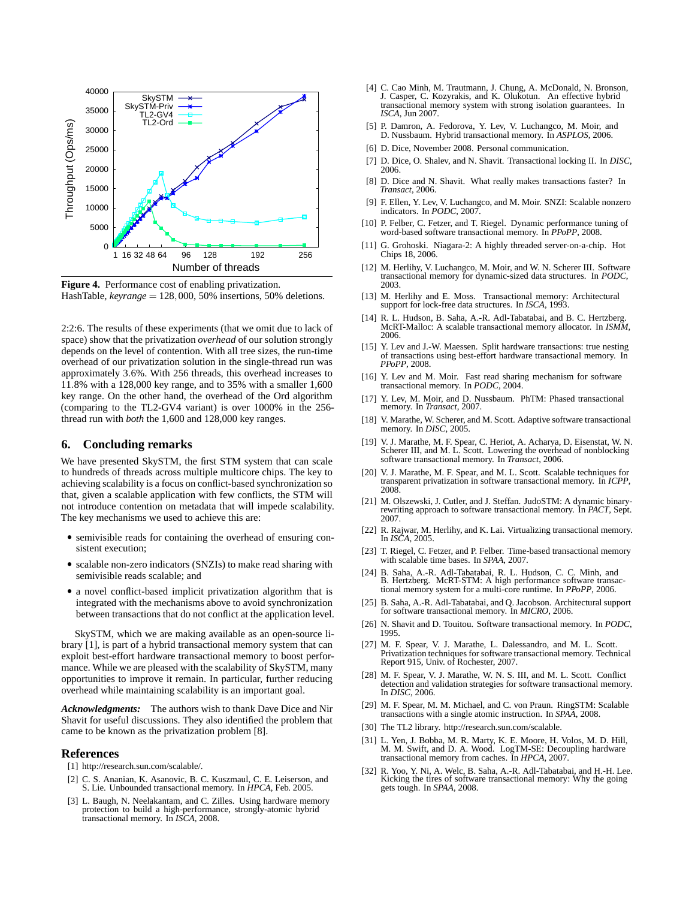40000
35000
30000
25000
20000
15000
10000
5000
0

Throughput (Ops/ms)

SkySTM
SkySTM-Priv
TL2-GV4
TL2-Ord

1 16 32 48 64 96 128 192 256

Number of threads

**Figure 4.** Performance cost of enabling privatization. HashTable, *keyrange* = 128,000, 50% insertions, 50% deletions.

2:2:6. The results of these experiments (that we omit due to lack of space) show that the privatization *overhead* of our solution strongly depends on the level of contention. With all tree sizes, the run-time overhead of our privatization solution in the single-thread run was approximately 3.6%. With 256 threads, this overhead increases to 11.8% with a 128,000 key range, and to 35% with a smaller 1,600 key range. On the other hand, the overhead of the Ord algorithm (comparing to the TL2-GV4 variant) is over 1000% in the 256-thread run with *both* the 1,600 and 128,000 key ranges.

## 6. Concluding remarks

We have presented SkySTM, the first STM system that can scale to hundreds of threads across multiple multicore chips. The key to achieving scalability is a focus on conflict-based synchronization so that, given a scalable application with few conflicts, the STM will not introduce contention on metadata that will impede scalability. The key mechanisms we used to achieve this are:

- semivisible reads for containing the overhead of ensuring consistent execution;
- scalable non-zero indicators (SNZIs) to make read sharing with semivisible reads scalable; and
- a novel conflict-based implicit privatization algorithm that is integrated with the mechanisms above to avoid synchronization between transactions that do not conflict at the application level.

SkySTM, which we are making available as an open-source library [1], is part of a hybrid transactional memory system that can exploit best-effort hardware transactional memory to boost performance. While we are pleased with the scalability of SkySTM, many opportunities to improve it remain. In particular, further reducing overhead while maintaining scalability is an important goal.

***Acknowledgments:*** The authors wish to thank Dave Dice and Nir Shavit for useful discussions. They also identified the problem that came to be known as the privatization problem [8].

## References

[1] http://research.sun.com/scalable/.

[2] C. S. Ananian, K. Asanovic, B. C. Kuszmaul, C. E. Leiserson, and S. Lie. Unbounded transactional memory. In *HPCA*, Feb. 2005.

[3] L. Baugh, N. Neelakantam, and C. Zilles. Using hardware memory protection to build a high-performance, strongly-atomic hybrid transactional memory. In *ISCA*, 2008.

[4] C. Cao Minh, M. Trautmann, J. Chung, A. McDonald, N. Bronson, J. Casper, C. Kozyrakis, and K. Olukotun. An effective hybrid transactional memory system with strong isolation guarantees. In *ISCA*, Jun 2007.

[5] P. Damron, A. Fedorova, Y. Lev, V. Luchangco, M. Moir, and D. Nussbaum. Hybrid transactional memory. In *ASPLOS*, 2006.

[6] D. Dice, November 2008. Personal communication.

[7] D. Dice, O. Shalev, and N. Shavit. Transactional locking II. In *DISC*, 2006.

[8] D. Dice and N. Shavit. What really makes transactions faster? In *Transact*, 2006.

[9] F. Ellen, Y. Lev, V. Luchangco, and M. Moir. SNZI: Scalable nonzero indicators. In *PODC*, 2007.

[10] P. Felber, C. Fetzer, and T. Riegel. Dynamic performance tuning of word-based software transactional memory. In *PPoPP*, 2008.

[11] G. Grohoski. Niagara-2: A highly threaded server-on-a-chip. Hot Chips 18, 2006.

[12] M. Herlihy, V. Luchangco, M. Moir, and W. N. Scherer III. Software transactional memory for dynamic-sized data structures. In *PODC*, 2003.

[13] M. Herlihy and E. Moss. Transactional memory: Architectural support for lock-free data structures. In *ISCA*, 1993.

[14] R. L. Hudson, B. Saha, A.-R. Adl-Tabatabai, and B. C. Hertzberg. McRT-Malloc: A scalable transactional memory allocator. In *ISMM*, 2006.

[15] Y. Lev and J.-W. Maessen. Split hardware transactions: true nesting of transactions using best-effort hardware transactional memory. In *PPoPP*, 2008.

[16] Y. Lev and M. Moir. Fast read sharing mechanism for software transactional memory. In *PODC*, 2004.

[17] Y. Lev, M. Moir, and D. Nussbaum. PhTM: Phased transactional memory. In *Transact*, 2007.

[18] V. Marathe, W. Scherer, and M. Scott. Adaptive software transactional memory. In *DISC*, 2005.

[19] V. J. Marathe, M. F. Spear, C. Heriot, A. Acharya, D. Eisenstat, W. N. Scherer III, and M. L. Scott. Lowering the overhead of nonblocking software transactional memory. In *Transact*, 2006.

[20] V. J. Marathe, M. F. Spear, and M. L. Scott. Scalable techniques for transparent privatization in software transactional memory. In *ICPP*, 2008.

[21] M. Olszewski, J. Cutler, and J. Steffan. JudoSTM: A dynamic binary-rewriting approach to software transactional memory. In *PACT*, Sept. 2007.

[22] R. Rajwar, M. Herlihy, and K. Lai. Virtualizing transactional memory. In *ISCA*, 2005.

[23] T. Riegel, C. Fetzer, and P. Felber. Time-based transactional memory with scalable time bases. In *SPAA*, 2007.

[24] B. Saha, A.-R. Adl-Tabatabai, R. L. Hudson, C. C. Minh, and B. Hertzberg. McRT-STM: A high performance software transactional memory system for a multi-core runtime. In *PPoPP*, 2006.

[25] B. Saha, A.-R. Adl-Tabatabai, and Q. Jacobson. Architectural support for software transactional memory. In *MICRO*, 2006.

[26] N. Shavit and D. Touitou. Software transactional memory. In *PODC*, 1995.

[27] M. F. Spear, V. J. Marathe, L. Dalessandro, and M. L. Scott. Privatization techniques for software transactional memory. Technical Report 915, Univ. of Rochester, 2007.

[28] M. F. Spear, V. J. Marathe, W. N. S. III, and M. L. Scott. Conflict detection and validation strategies for software transactional memory. In *DISC*, 2006.

[29] M. F. Spear, M. M. Michael, and C. von Praun. RingSTM: Scalable transactions with a single atomic instruction. In *SPAA*, 2008.

[30] The TL2 library. http://research.sun.com/scalable.

[31] L. Yen, J. Bobba, M. R. Marty, K. E. Moore, H. Volos, M. D. Hill, M. M. Swift, and D. A. Wood. LogTM-SE: Decoupling hardware transactional memory from caches. In *HPCA*, 2007.

[32] R. Yoo, Y. Ni, A. Welc, B. Saha, A.-R. Adl-Tabatabai, and H.-H. Lee. Kicking the tires of software transactional memory: Why the going gets tough. In *SPAA*, 2008.